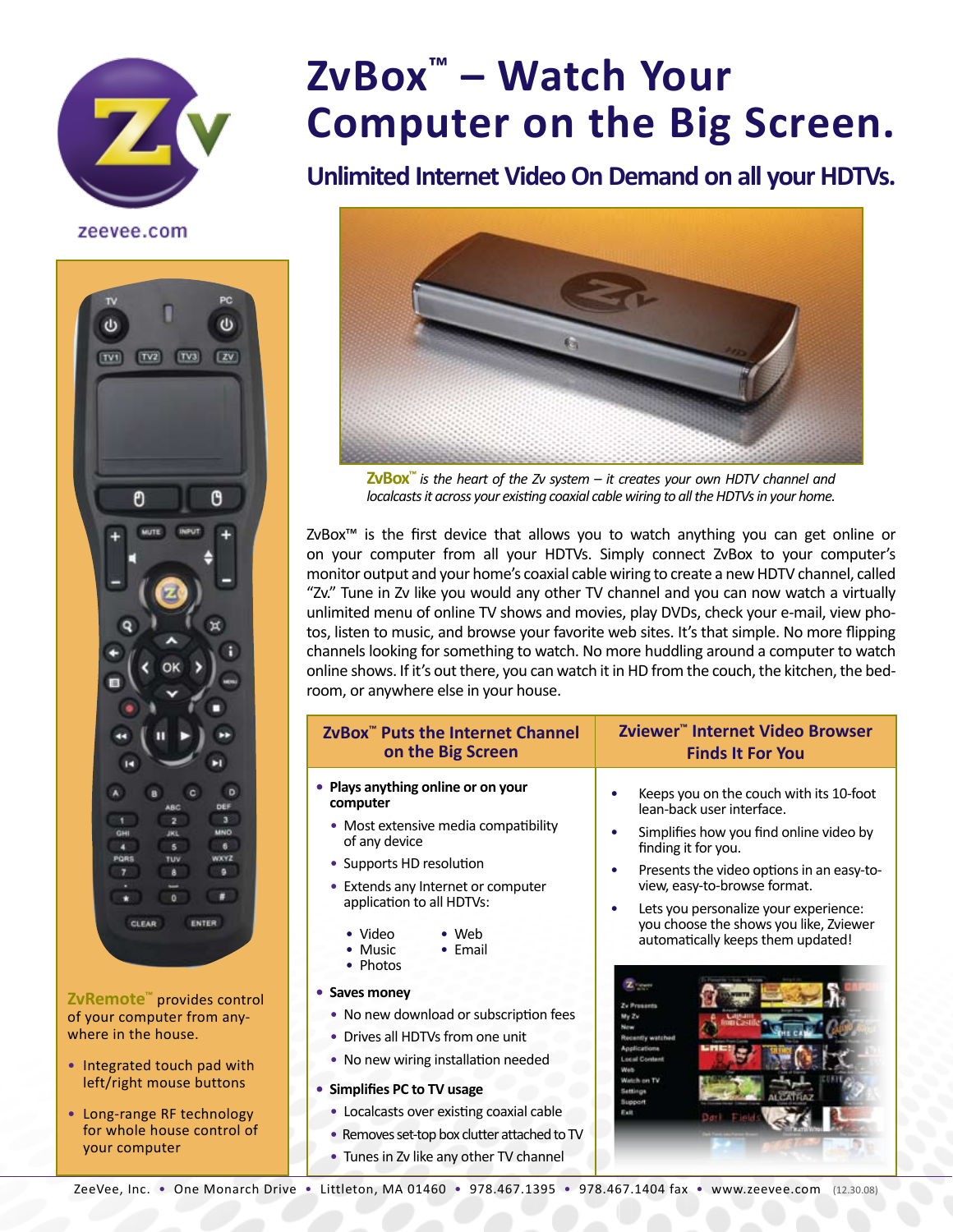zeevee.com

# ZvBox™ – Watch Your Computer on the Big Screen.

## Unlimited Internet Video On Demand on all your HDTVs.

**ZvBox™** *is the heart of the Zv system – it creates your own HDTV channel and localcasts it across your existing coaxial cable wiring to all the HDTVs in your home.*

ZvBox™ is the first device that allows you to watch anything you can get online or on your computer from all your HDTVs. Simply connect ZvBox to your computer's monitor output and your home's coaxial cable wiring to create a new HDTV channel, called "Zv." Tune in Zv like you would any other TV channel and you can now watch a virtually unlimited menu of online TV shows and movies, play DVDs, check your e-mail, view photos, listen to music, and browse your favorite web sites. It's that simple. No more flipping channels looking for something to watch. No more huddling around a computer to watch online shows. If it's out there, you can watch it in HD from the couch, the kitchen, the bedroom, or anywhere else in your house.

### ZvBox™ Puts the Internet Channel on the Big Screen

- **Plays anything online or on your computer**
  - Most extensive media compatibility of any device
  - Supports HD resolution
  - Extends any Internet or computer application to all HDTVs:
    - Video
    - Music
    - Photos
    - Web
    - Email
- **Saves money**
  - No new download or subscription fees
  - Drives all HDTVs from one unit
  - No new wiring installation needed
- **Simplifies PC to TV usage**
  - Localcasts over existing coaxial cable
  - Removes set-top box clutter attached to TV
  - Tunes in Zv like any other TV channel

### Zviewer™ Internet Video Browser Finds It For You

- Keeps you on the couch with its 10-foot lean-back user interface.
- Simplifies how you find online video by finding it for you.
- Presents the video options in an easy-to-view, easy-to-browse format.
- Lets you personalize your experience: you choose the shows you like, Zviewer automatically keeps them updated!

**ZvRemote™** provides control of your computer from anywhere in the house.

- Integrated touch pad with left/right mouse buttons
- Long-range RF technology for whole house control of your computer

ZeeVee, Inc. • One Monarch Drive • Littleton, MA 01460 • 978.467.1395 • 978.467.1404 fax • www.zeevee.com (12.30.08)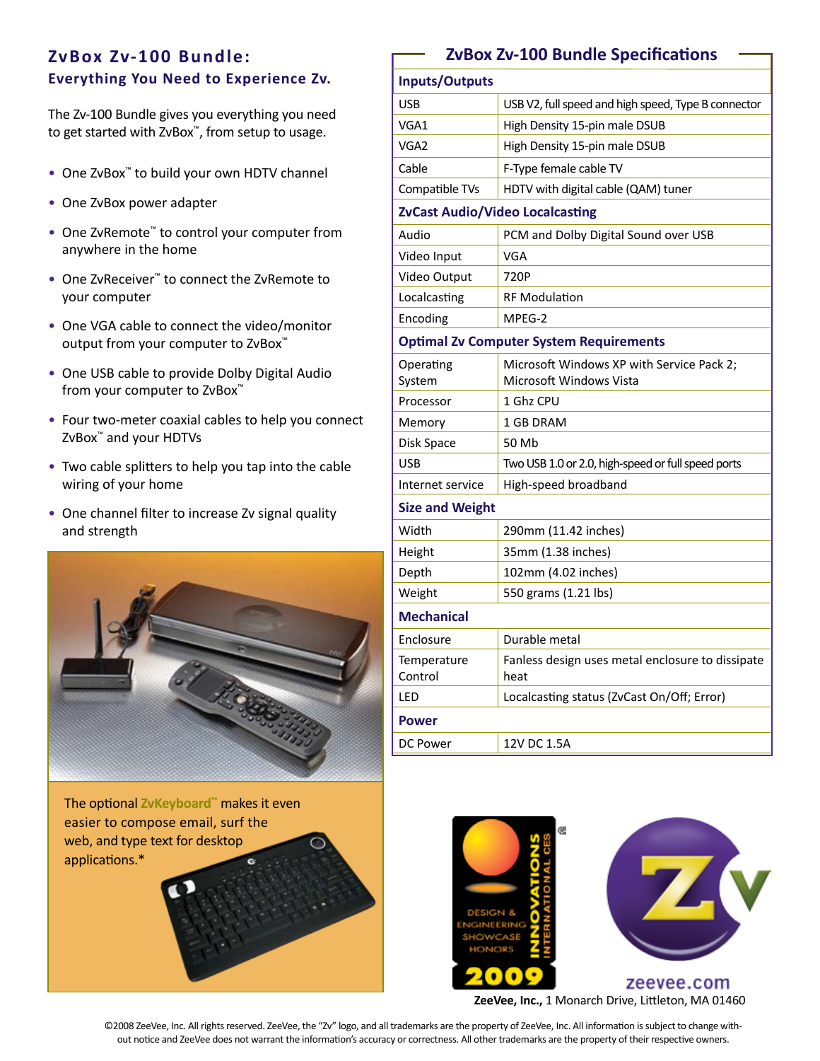## ZvBox Zv-100 Bundle:

### Everything You Need to Experience Zv.

The Zv-100 Bundle gives you everything you need to get started with ZvBox™, from setup to usage.

- One ZvBox™ to build your own HDTV channel
- One ZvBox power adapter
- One ZvRemote™ to control your computer from anywhere in the home
- One ZvReceiver™ to connect the ZvRemote to your computer
- One VGA cable to connect the video/monitor output from your computer to ZvBox™
- One USB cable to provide Dolby Digital Audio from your computer to ZvBox™
- Four two-meter coaxial cables to help you connect ZvBox™ and your HDTVs
- Two cable splitters to help you tap into the cable wiring of your home
- One channel filter to increase Zv signal quality and strength

The optional **ZvKeyboard™** makes it even easier to compose email, surf the web, and type text for desktop applications.*

## ZvBox Zv-100 Bundle Specifications

| | |
|---|---|
| **Inputs/Outputs** | |
| USB | USB V2, full speed and high speed, Type B connector |
| VGA1 | High Density 15-pin male DSUB |
| VGA2 | High Density 15-pin male DSUB |
| Cable | F-Type female cable TV |
| Compatible TVs | HDTV with digital cable (QAM) tuner |
| **ZvCast Audio/Video Localcasting** | |
| Audio | PCM and Dolby Digital Sound over USB |
| Video Input | VGA |
| Video Output | 720P |
| Localcasting | RF Modulation |
| Encoding | MPEG-2 |
| **Optimal Zv Computer System Requirements** | |
| Operating System | Microsoft Windows XP with Service Pack 2; Microsoft Windows Vista |
| Processor | 1 Ghz CPU |
| Memory | 1 GB DRAM |
| Disk Space | 50 Mb |
| USB | Two USB 1.0 or 2.0, high-speed or full speed ports |
| Internet service | High-speed broadband |
| **Size and Weight** | |
| Width | 290mm (11.42 inches) |
| Height | 35mm (1.38 inches) |
| Depth | 102mm (4.02 inches) |
| Weight | 550 grams (1.21 lbs) |
| **Mechanical** | |
| Enclosure | Durable metal |
| Temperature Control | Fanless design uses metal enclosure to dissipate heat |
| LED | Localcasting status (ZvCast On/Off; Error) |
| **Power** | |
| DC Power | 12V DC 1.5A |

DESIGN & ENGINEERING SHOWCASE HONORS
INNOVATIONS INTERNATIONAL CES 2009

zeevee.com

**ZeeVee, Inc.,** 1 Monarch Drive, Littleton, MA 01460

©2008 ZeeVee, Inc. All rights reserved. ZeeVee, the "Zv" logo, and all trademarks are the property of ZeeVee, Inc. All information is subject to change without notice and ZeeVee does not warrant the information's accuracy or correctness. All other trademarks are the property of their respective owners.